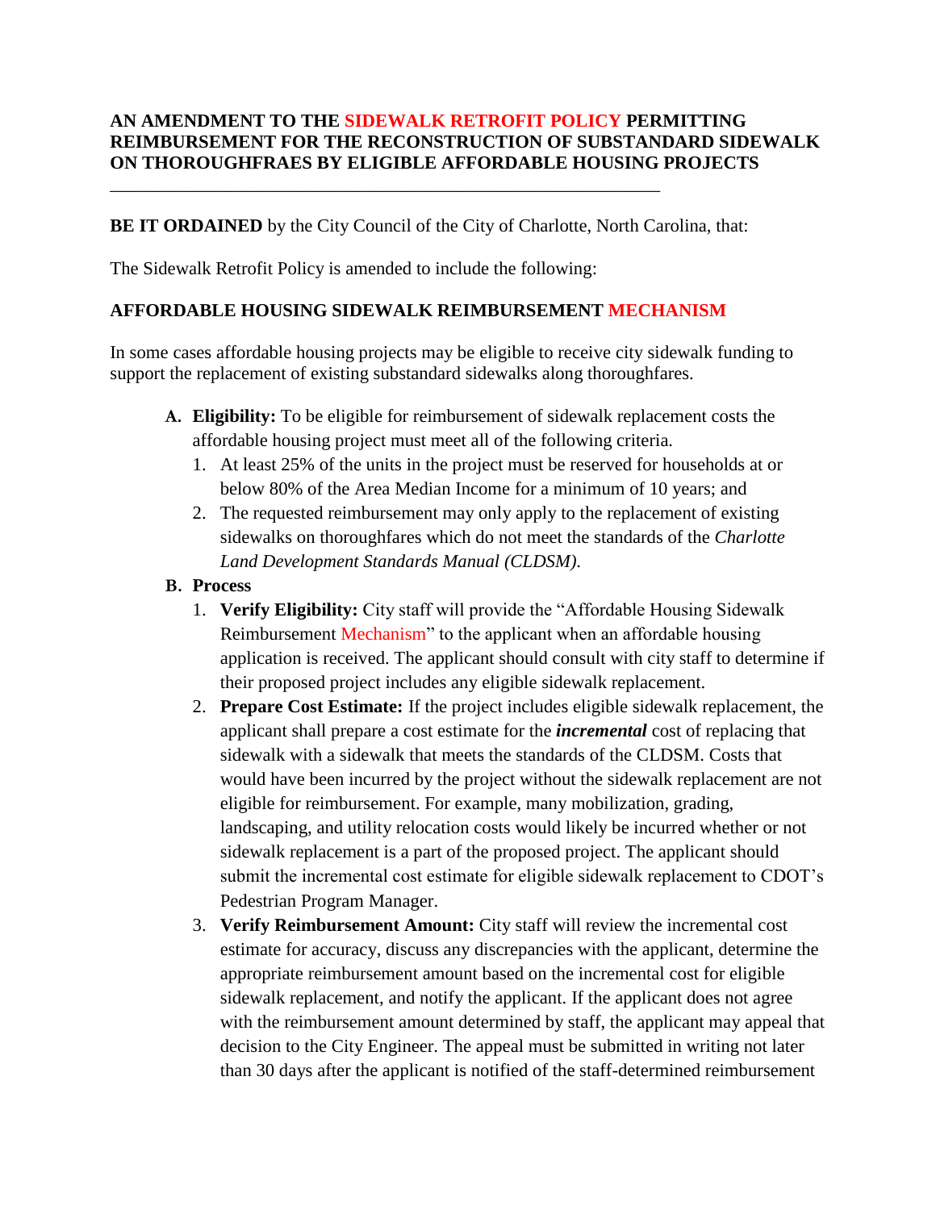**AN AMENDMENT TO THE SIDEWALK RETROFIT POLICY PERMITTING REIMBURSEMENT FOR THE RECONSTRUCTION OF SUBSTANDARD SIDEWALK ON THOROUGHFRAES BY ELIGIBLE AFFORDABLE HOUSING PROJECTS**

---

**BE IT ORDAINED** by the City Council of the City of Charlotte, North Carolina, that:

The Sidewalk Retrofit Policy is amended to include the following:

**AFFORDABLE HOUSING SIDEWALK REIMBURSEMENT MECHANISM**

In some cases affordable housing projects may be eligible to receive city sidewalk funding to support the replacement of existing substandard sidewalks along thoroughfares.

**A. Eligibility:** To be eligible for reimbursement of sidewalk replacement costs the affordable housing project must meet all of the following criteria.

1. At least 25% of the units in the project must be reserved for households at or below 80% of the Area Median Income for a minimum of 10 years; and
2. The requested reimbursement may only apply to the replacement of existing sidewalks on thoroughfares which do not meet the standards of the *Charlotte Land Development Standards Manual (CLDSM)*.

**B. Process**

1. **Verify Eligibility:** City staff will provide the "Affordable Housing Sidewalk Reimbursement Mechanism" to the applicant when an affordable housing application is received. The applicant should consult with city staff to determine if their proposed project includes any eligible sidewalk replacement.
2. **Prepare Cost Estimate:** If the project includes eligible sidewalk replacement, the applicant shall prepare a cost estimate for the ***incremental*** cost of replacing that sidewalk with a sidewalk that meets the standards of the CLDSM. Costs that would have been incurred by the project without the sidewalk replacement are not eligible for reimbursement. For example, many mobilization, grading, landscaping, and utility relocation costs would likely be incurred whether or not sidewalk replacement is a part of the proposed project. The applicant should submit the incremental cost estimate for eligible sidewalk replacement to CDOT's Pedestrian Program Manager.
3. **Verify Reimbursement Amount:** City staff will review the incremental cost estimate for accuracy, discuss any discrepancies with the applicant, determine the appropriate reimbursement amount based on the incremental cost for eligible sidewalk replacement, and notify the applicant. If the applicant does not agree with the reimbursement amount determined by staff, the applicant may appeal that decision to the City Engineer. The appeal must be submitted in writing not later than 30 days after the applicant is notified of the staff-determined reimbursement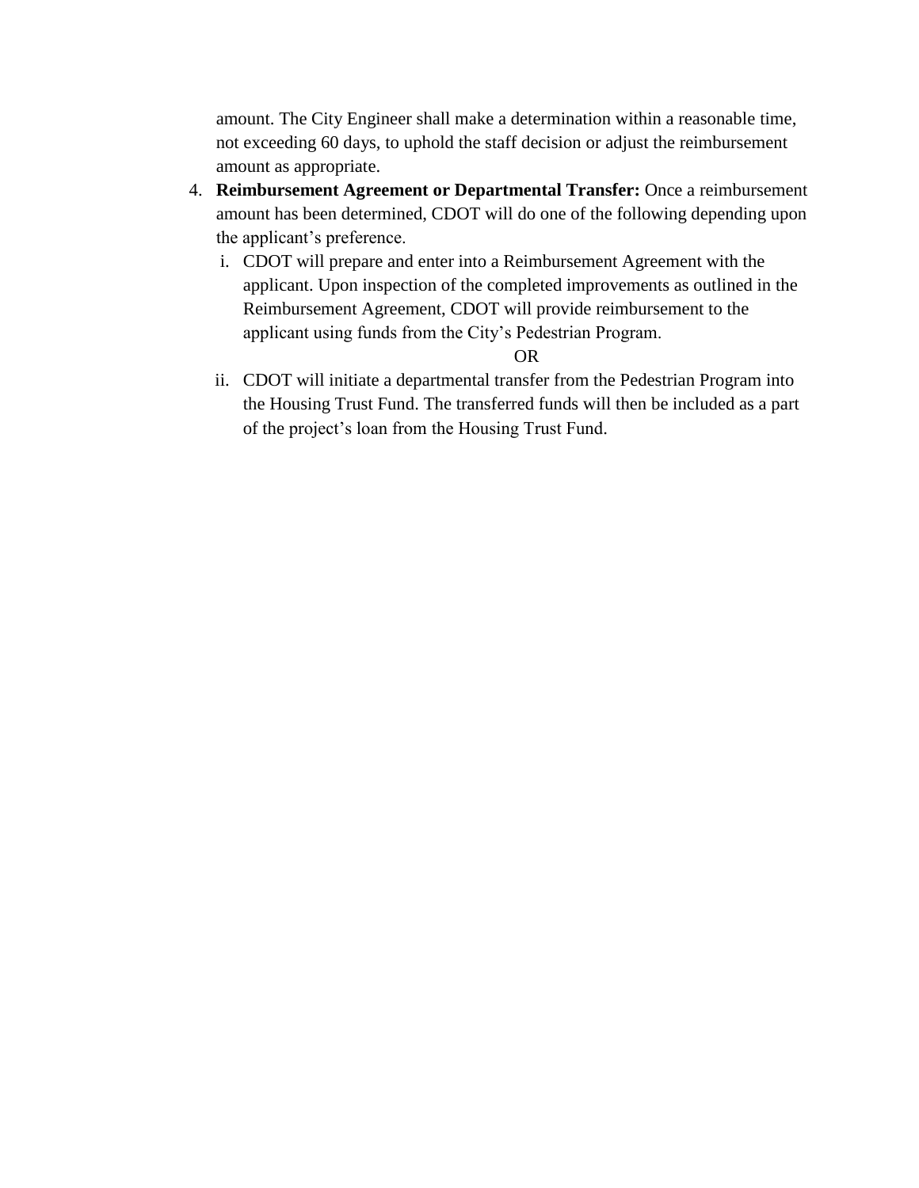amount. The City Engineer shall make a determination within a reasonable time, not exceeding 60 days, to uphold the staff decision or adjust the reimbursement amount as appropriate.

4. **Reimbursement Agreement or Departmental Transfer:** Once a reimbursement amount has been determined, CDOT will do one of the following depending upon the applicant's preference.

   i. CDOT will prepare and enter into a Reimbursement Agreement with the applicant. Upon inspection of the completed improvements as outlined in the Reimbursement Agreement, CDOT will provide reimbursement to the applicant using funds from the City's Pedestrian Program.

   OR

   ii. CDOT will initiate a departmental transfer from the Pedestrian Program into the Housing Trust Fund. The transferred funds will then be included as a part of the project's loan from the Housing Trust Fund.